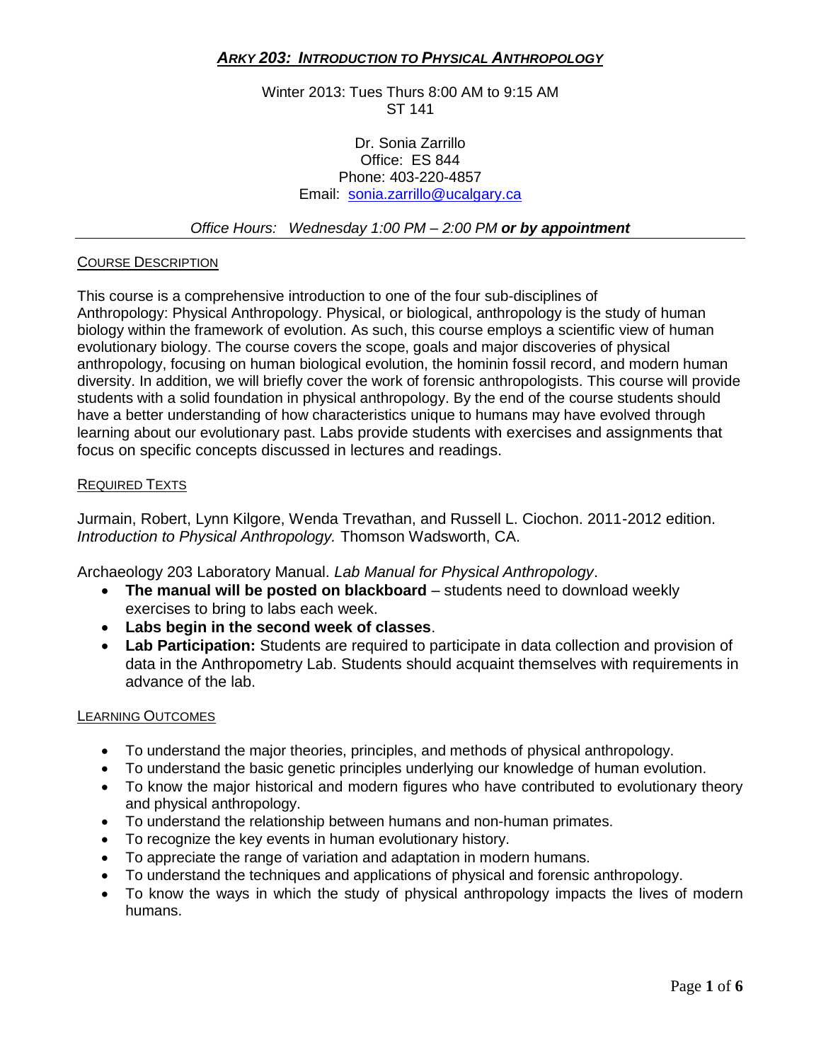# *ARKY 203: INTRODUCTION TO PHYSICAL ANTHROPOLOGY*

Winter 2013: Tues Thurs 8:00 AM to 9:15 AM
ST 141

Dr. Sonia Zarrillo
Office: ES 844
Phone: 403-220-4857
Email: sonia.zarrillo@ucalgary.ca

*Office Hours: Wednesday 1:00 PM – 2:00 PM* ***or by appointment***

## COURSE DESCRIPTION

This course is a comprehensive introduction to one of the four sub-disciplines of Anthropology: Physical Anthropology. Physical, or biological, anthropology is the study of human biology within the framework of evolution. As such, this course employs a scientific view of human evolutionary biology. The course covers the scope, goals and major discoveries of physical anthropology, focusing on human biological evolution, the hominin fossil record, and modern human diversity. In addition, we will briefly cover the work of forensic anthropologists. This course will provide students with a solid foundation in physical anthropology. By the end of the course students should have a better understanding of how characteristics unique to humans may have evolved through learning about our evolutionary past. Labs provide students with exercises and assignments that focus on specific concepts discussed in lectures and readings.

## REQUIRED TEXTS

Jurmain, Robert, Lynn Kilgore, Wenda Trevathan, and Russell L. Ciochon. 2011-2012 edition. *Introduction to Physical Anthropology.* Thomson Wadsworth, CA.

Archaeology 203 Laboratory Manual. *Lab Manual for Physical Anthropology*.

- **The manual will be posted on blackboard** – students need to download weekly exercises to bring to labs each week.
- **Labs begin in the second week of classes**.
- **Lab Participation:** Students are required to participate in data collection and provision of data in the Anthropometry Lab. Students should acquaint themselves with requirements in advance of the lab.

## LEARNING OUTCOMES

- To understand the major theories, principles, and methods of physical anthropology.
- To understand the basic genetic principles underlying our knowledge of human evolution.
- To know the major historical and modern figures who have contributed to evolutionary theory and physical anthropology.
- To understand the relationship between humans and non-human primates.
- To recognize the key events in human evolutionary history.
- To appreciate the range of variation and adaptation in modern humans.
- To understand the techniques and applications of physical and forensic anthropology.
- To know the ways in which the study of physical anthropology impacts the lives of modern humans.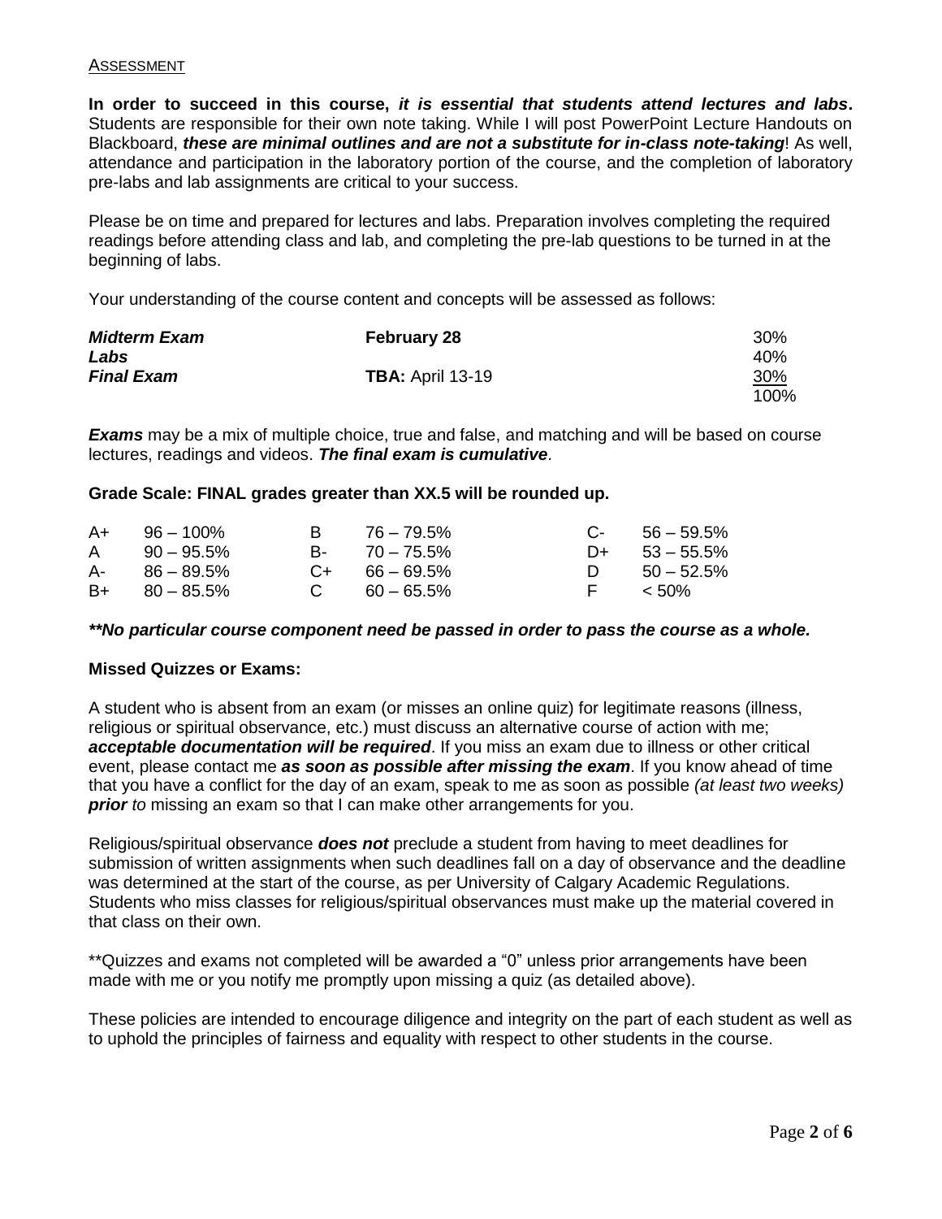## Assessment

**In order to succeed in this course, *it is essential that students attend lectures and labs*.** Students are responsible for their own note taking. While I will post PowerPoint Lecture Handouts on Blackboard, ***these are minimal outlines and are not a substitute for in-class note-taking***! As well, attendance and participation in the laboratory portion of the course, and the completion of laboratory pre-labs and lab assignments are critical to your success.

Please be on time and prepared for lectures and labs. Preparation involves completing the required readings before attending class and lab, and completing the pre-lab questions to be turned in at the beginning of labs.

Your understanding of the course content and concepts will be assessed as follows:

| | | |
|---|---|---|
| ***Midterm Exam*** | **February 28** | 30% |
| ***Labs*** | | 40% |
| ***Final Exam*** | **TBA:** April 13-19 | 30% |
| | | 100% |

***Exams*** may be a mix of multiple choice, true and false, and matching and will be based on course lectures, readings and videos. ***The final exam is cumulative***.

**Grade Scale: FINAL grades greater than XX.5 will be rounded up.**

| | | | | | |
|---|---|---|---|---|---|
| A+ | 96 – 100% | B | 76 – 79.5% | C- | 56 – 59.5% |
| A | 90 – 95.5% | B- | 70 – 75.5% | D+ | 53 – 55.5% |
| A- | 86 – 89.5% | C+ | 66 – 69.5% | D | 50 – 52.5% |
| B+ | 80 – 85.5% | C | 60 – 65.5% | F | < 50% |

***\*\*No particular course component need be passed in order to pass the course as a whole.***

**Missed Quizzes or Exams:**

A student who is absent from an exam (or misses an online quiz) for legitimate reasons (illness, religious or spiritual observance, etc.) must discuss an alternative course of action with me; ***acceptable documentation will be required***. If you miss an exam due to illness or other critical event, please contact me ***as soon as possible after missing the exam***. If you know ahead of time that you have a conflict for the day of an exam, speak to me as soon as possible *(at least two weeks)* ***prior*** *to* missing an exam so that I can make other arrangements for you.

Religious/spiritual observance ***does not*** preclude a student from having to meet deadlines for submission of written assignments when such deadlines fall on a day of observance and the deadline was determined at the start of the course, as per University of Calgary Academic Regulations. Students who miss classes for religious/spiritual observances must make up the material covered in that class on their own.

**Quizzes and exams not completed will be awarded a "0" unless prior arrangements have been made with me or you notify me promptly upon missing a quiz (as detailed above).

These policies are intended to encourage diligence and integrity on the part of each student as well as to uphold the principles of fairness and equality with respect to other students in the course.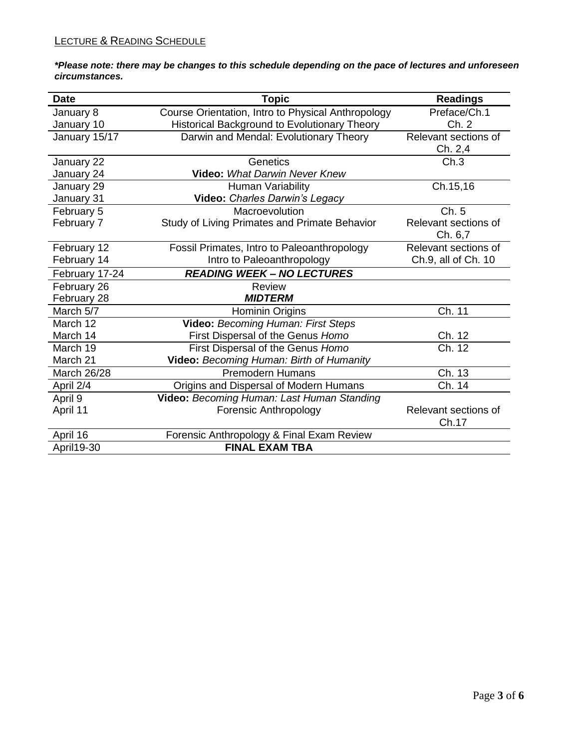## Lecture & Reading Schedule

***\*Please note: there may be changes to this schedule depending on the pace of lectures and unforeseen circumstances.***

| Date | Topic | Readings |
|---|---|---|
| January 8 | Course Orientation, Intro to Physical Anthropology | Preface/Ch.1 |
| January 10 | Historical Background to Evolutionary Theory | Ch. 2 |
| January 15/17 | Darwin and Mendal: Evolutionary Theory | Relevant sections of Ch. 2,4 |
| January 22 | Genetics | Ch.3 |
| January 24 | **Video:** *What Darwin Never Knew* | |
| January 29 | Human Variability | Ch.15,16 |
| January 31 | **Video:** *Charles Darwin's Legacy* | |
| February 5 | Macroevolution | Ch. 5 |
| February 7 | Study of Living Primates and Primate Behavior | Relevant sections of Ch. 6,7 |
| February 12 | Fossil Primates, Intro to Paleoanthropology | Relevant sections of |
| February 14 | Intro to Paleoanthropology | Ch.9, all of Ch. 10 |
| February 17-24 | ***READING WEEK – NO LECTURES*** | |
| February 26 | Review | |
| February 28 | ***MIDTERM*** | |
| March 5/7 | Hominin Origins | Ch. 11 |
| March 12 | **Video:** *Becoming Human: First Steps* | |
| March 14 | First Dispersal of the Genus *Homo* | Ch. 12 |
| March 19 | First Dispersal of the Genus *Homo* | Ch. 12 |
| March 21 | **Video:** *Becoming Human: Birth of Humanity* | |
| March 26/28 | Premodern Humans | Ch. 13 |
| April 2/4 | Origins and Dispersal of Modern Humans | Ch. 14 |
| April 9 | **Video:** *Becoming Human: Last Human Standing* | |
| April 11 | Forensic Anthropology | Relevant sections of Ch.17 |
| April 16 | Forensic Anthropology & Final Exam Review | |
| April19-30 | **FINAL EXAM TBA** | |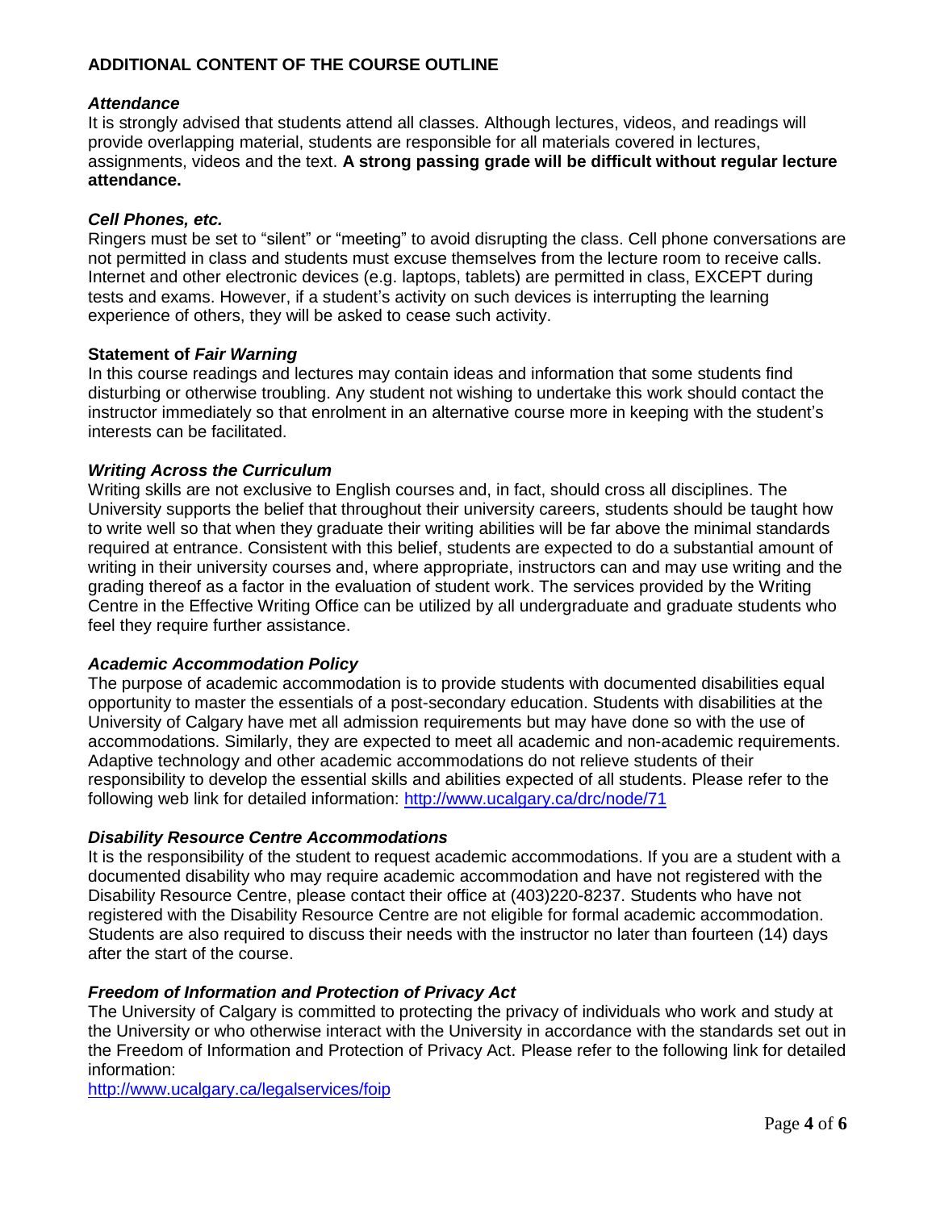## ADDITIONAL CONTENT OF THE COURSE OUTLINE

### *Attendance*

It is strongly advised that students attend all classes. Although lectures, videos, and readings will provide overlapping material, students are responsible for all materials covered in lectures, assignments, videos and the text. **A strong passing grade will be difficult without regular lecture attendance.**

### *Cell Phones, etc.*

Ringers must be set to "silent" or "meeting" to avoid disrupting the class. Cell phone conversations are not permitted in class and students must excuse themselves from the lecture room to receive calls. Internet and other electronic devices (e.g. laptops, tablets) are permitted in class, EXCEPT during tests and exams. However, if a student's activity on such devices is interrupting the learning experience of others, they will be asked to cease such activity.

### Statement of *Fair Warning*

In this course readings and lectures may contain ideas and information that some students find disturbing or otherwise troubling. Any student not wishing to undertake this work should contact the instructor immediately so that enrolment in an alternative course more in keeping with the student's interests can be facilitated.

### *Writing Across the Curriculum*

Writing skills are not exclusive to English courses and, in fact, should cross all disciplines. The University supports the belief that throughout their university careers, students should be taught how to write well so that when they graduate their writing abilities will be far above the minimal standards required at entrance. Consistent with this belief, students are expected to do a substantial amount of writing in their university courses and, where appropriate, instructors can and may use writing and the grading thereof as a factor in the evaluation of student work. The services provided by the Writing Centre in the Effective Writing Office can be utilized by all undergraduate and graduate students who feel they require further assistance.

### *Academic Accommodation Policy*

The purpose of academic accommodation is to provide students with documented disabilities equal opportunity to master the essentials of a post-secondary education. Students with disabilities at the University of Calgary have met all admission requirements but may have done so with the use of accommodations. Similarly, they are expected to meet all academic and non-academic requirements. Adaptive technology and other academic accommodations do not relieve students of their responsibility to develop the essential skills and abilities expected of all students. Please refer to the following web link for detailed information: http://www.ucalgary.ca/drc/node/71

### *Disability Resource Centre Accommodations*

It is the responsibility of the student to request academic accommodations. If you are a student with a documented disability who may require academic accommodation and have not registered with the Disability Resource Centre, please contact their office at (403)220-8237. Students who have not registered with the Disability Resource Centre are not eligible for formal academic accommodation. Students are also required to discuss their needs with the instructor no later than fourteen (14) days after the start of the course.

### *Freedom of Information and Protection of Privacy Act*

The University of Calgary is committed to protecting the privacy of individuals who work and study at the University or who otherwise interact with the University in accordance with the standards set out in the Freedom of Information and Protection of Privacy Act. Please refer to the following link for detailed information:
http://www.ucalgary.ca/legalservices/foip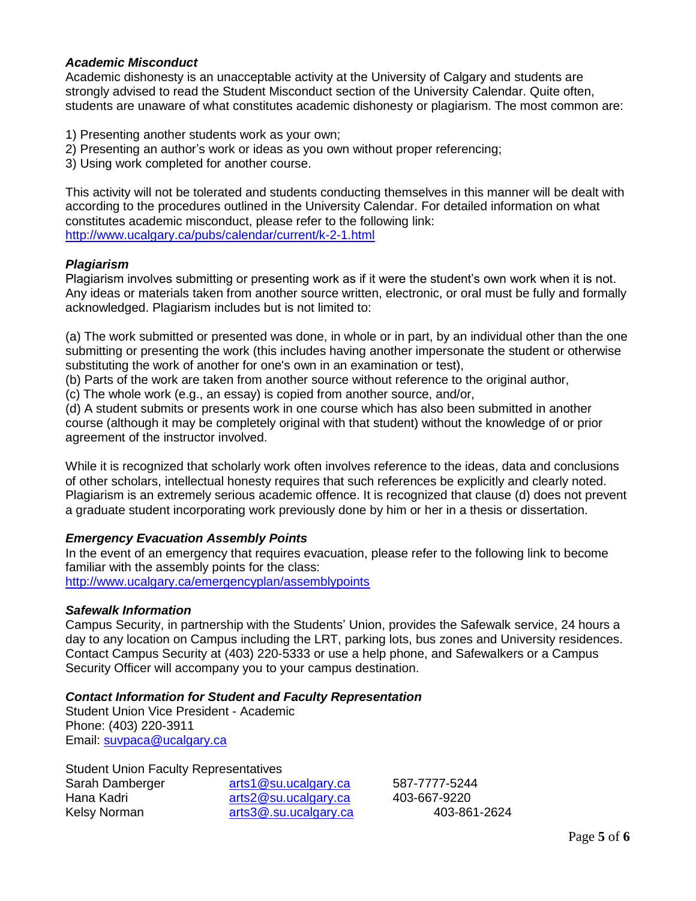### *Academic Misconduct*

Academic dishonesty is an unacceptable activity at the University of Calgary and students are strongly advised to read the Student Misconduct section of the University Calendar. Quite often, students are unaware of what constitutes academic dishonesty or plagiarism. The most common are:

1) Presenting another students work as your own;
2) Presenting an author's work or ideas as you own without proper referencing;
3) Using work completed for another course.

This activity will not be tolerated and students conducting themselves in this manner will be dealt with according to the procedures outlined in the University Calendar. For detailed information on what constitutes academic misconduct, please refer to the following link: http://www.ucalgary.ca/pubs/calendar/current/k-2-1.html

### *Plagiarism*

Plagiarism involves submitting or presenting work as if it were the student's own work when it is not. Any ideas or materials taken from another source written, electronic, or oral must be fully and formally acknowledged. Plagiarism includes but is not limited to:

(a) The work submitted or presented was done, in whole or in part, by an individual other than the one submitting or presenting the work (this includes having another impersonate the student or otherwise substituting the work of another for one's own in an examination or test),
(b) Parts of the work are taken from another source without reference to the original author,
(c) The whole work (e.g., an essay) is copied from another source, and/or,
(d) A student submits or presents work in one course which has also been submitted in another course (although it may be completely original with that student) without the knowledge of or prior agreement of the instructor involved.

While it is recognized that scholarly work often involves reference to the ideas, data and conclusions of other scholars, intellectual honesty requires that such references be explicitly and clearly noted. Plagiarism is an extremely serious academic offence. It is recognized that clause (d) does not prevent a graduate student incorporating work previously done by him or her in a thesis or dissertation.

### *Emergency Evacuation Assembly Points*

In the event of an emergency that requires evacuation, please refer to the following link to become familiar with the assembly points for the class:
http://www.ucalgary.ca/emergencyplan/assemblypoints

### *Safewalk Information*

Campus Security, in partnership with the Students' Union, provides the Safewalk service, 24 hours a day to any location on Campus including the LRT, parking lots, bus zones and University residences. Contact Campus Security at (403) 220-5333 or use a help phone, and Safewalkers or a Campus Security Officer will accompany you to your campus destination.

### *Contact Information for Student and Faculty Representation*

Student Union Vice President - Academic
Phone: (403) 220-3911
Email: suvpaca@ucalgary.ca

Student Union Faculty Representatives

| | | |
|---|---|---|
| Sarah Damberger | arts1@su.ucalgary.ca | 587-7777-5244 |
| Hana Kadri | arts2@su.ucalgary.ca | 403-667-9220 |
| Kelsy Norman | arts3@.su.ucalgary.ca | 403-861-2624 |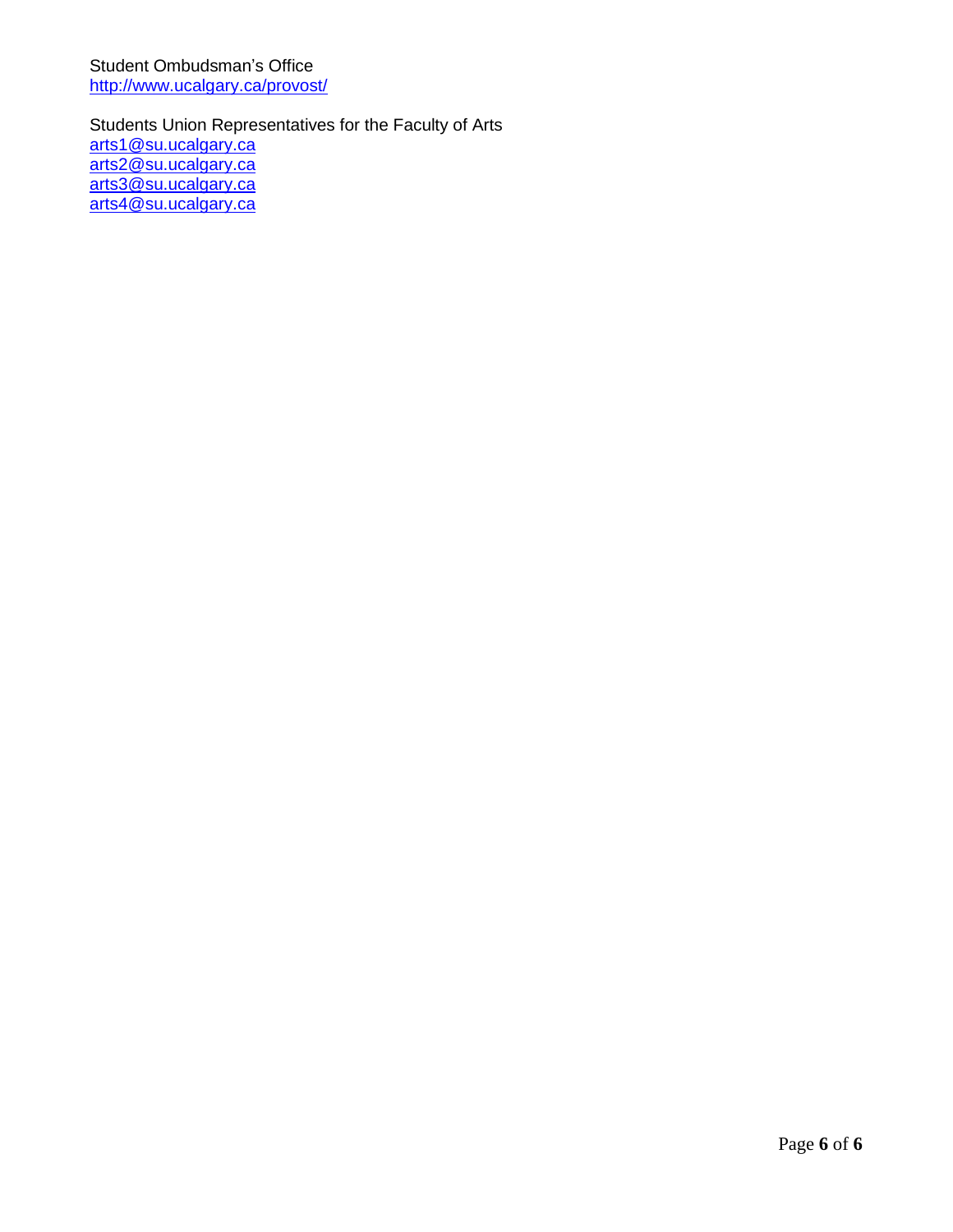Student Ombudsman's Office
http://www.ucalgary.ca/provost/

Students Union Representatives for the Faculty of Arts
arts1@su.ucalgary.ca
arts2@su.ucalgary.ca
arts3@su.ucalgary.ca
arts4@su.ucalgary.ca